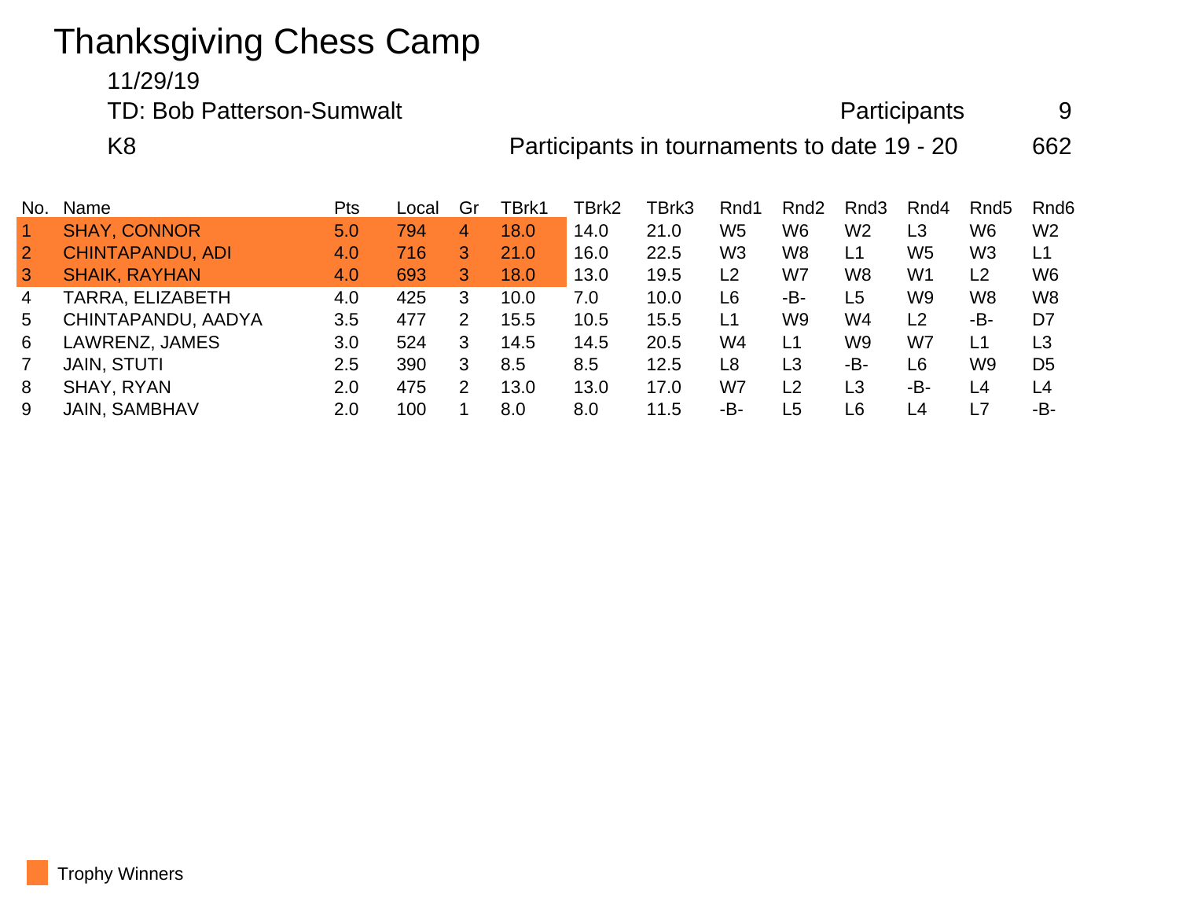# Thanksgiving Chess Camp

11/29/19

TD: Bob Patterson-Sumwalt

Participants 9

K8

Participants in tournaments to date 19 - 20 662

| No. | Name | Pts | Local | Gr | TBrk1 | TBrk2 | TBrk3 | Rnd1 | Rnd2 | Rnd3 | Rnd4 | Rnd5 | Rnd6 |
|---|---|---|---|---|---|---|---|---|---|---|---|---|---|
| 1 | SHAY, CONNOR | 5.0 | 794 | 4 | 18.0 | 14.0 | 21.0 | W5 | W6 | W2 | L3 | W6 | W2 |
| 2 | CHINTAPANDU, ADI | 4.0 | 716 | 3 | 21.0 | 16.0 | 22.5 | W3 | W8 | L1 | W5 | W3 | L1 |
| 3 | SHAIK, RAYHAN | 4.0 | 693 | 3 | 18.0 | 13.0 | 19.5 | L2 | W7 | W8 | W1 | L2 | W6 |
| 4 | TARRA, ELIZABETH | 4.0 | 425 | 3 | 10.0 | 7.0 | 10.0 | L6 | -B- | L5 | W9 | W8 | W8 |
| 5 | CHINTAPANDU, AADYA | 3.5 | 477 | 2 | 15.5 | 10.5 | 15.5 | L1 | W9 | W4 | L2 | -B- | D7 |
| 6 | LAWRENZ, JAMES | 3.0 | 524 | 3 | 14.5 | 14.5 | 20.5 | W4 | L1 | W9 | W7 | L1 | L3 |
| 7 | JAIN, STUTI | 2.5 | 390 | 3 | 8.5 | 8.5 | 12.5 | L8 | L3 | -B- | L6 | W9 | D5 |
| 8 | SHAY, RYAN | 2.0 | 475 | 2 | 13.0 | 13.0 | 17.0 | W7 | L2 | L3 | -B- | L4 | L4 |
| 9 | JAIN, SAMBHAV | 2.0 | 100 | 1 | 8.0 | 8.0 | 11.5 | -B- | L5 | L6 | L4 | L7 | -B- |

Trophy Winners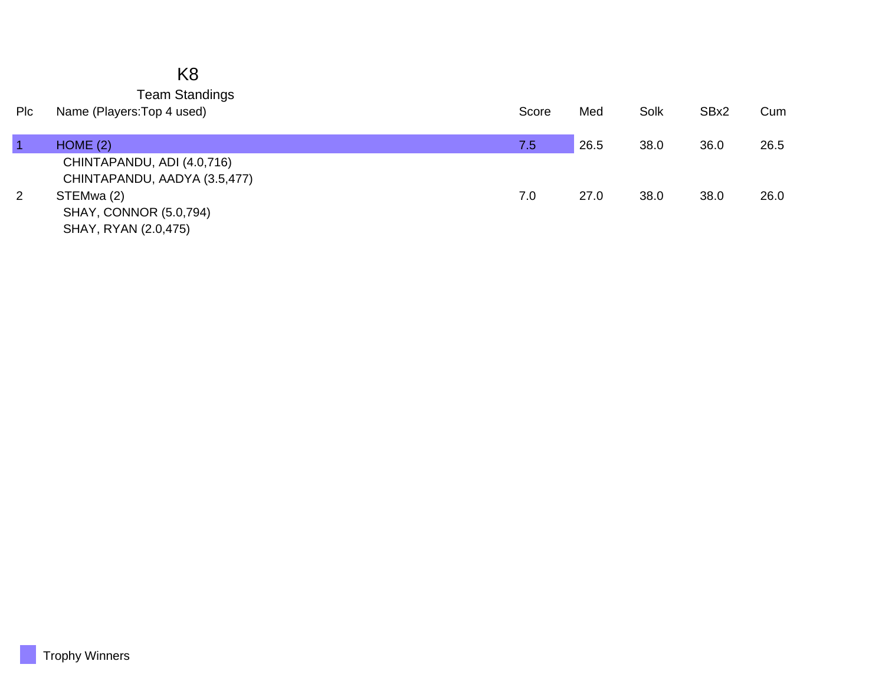# K8

## Team Standings

| Plc | Name (Players:Top 4 used) | Score | Med | Solk | SBx2 | Cum |
|---|---|---|---|---|---|---|
| 1 | HOME (2) | 7.5 | 26.5 | 38.0 | 36.0 | 26.5 |
| | CHINTAPANDU, ADI (4.0,716) | | | | | |
| | CHINTAPANDU, AADYA (3.5,477) | | | | | |
| 2 | STEMwa (2) | 7.0 | 27.0 | 38.0 | 38.0 | 26.0 |
| | SHAY, CONNOR (5.0,794) | | | | | |
| | SHAY, RYAN (2.0,475) | | | | | |

Trophy Winners